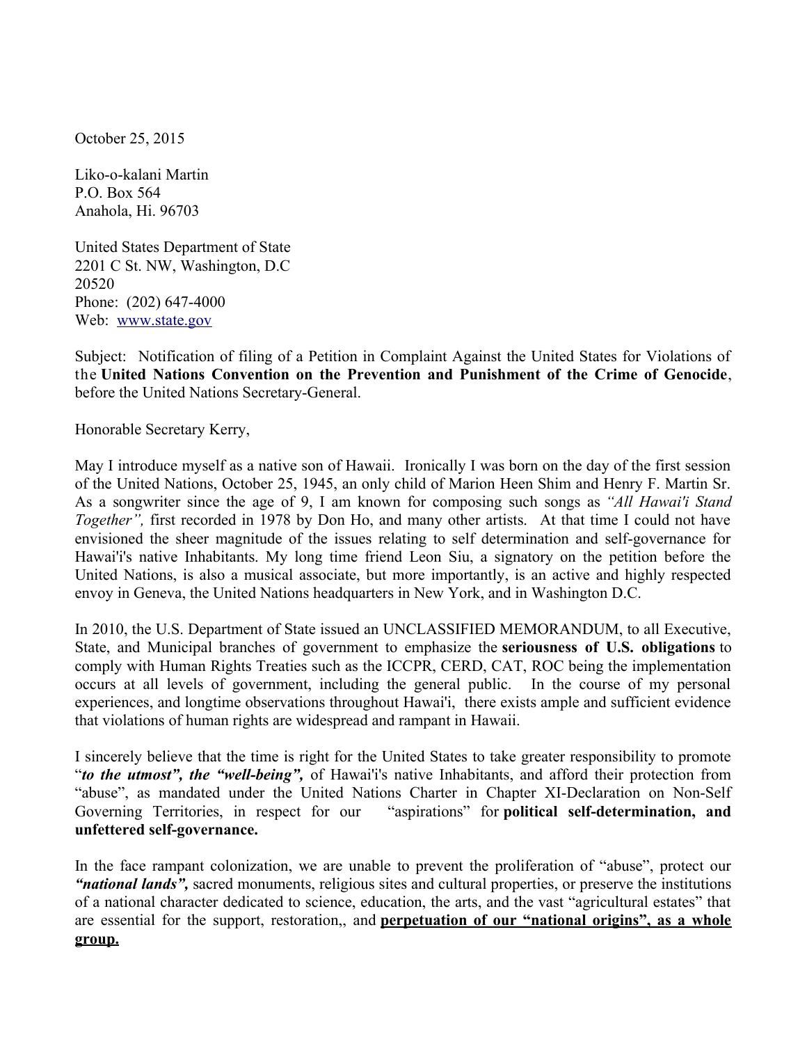October 25, 2015

Liko-o-kalani Martin
P.O. Box 564
Anahola, Hi. 96703

United States Department of State
2201 C St. NW, Washington, D.C
20520
Phone: (202) 647-4000
Web: www.state.gov

Subject: Notification of filing of a Petition in Complaint Against the United States for Violations of the **United Nations Convention on the Prevention and Punishment of the Crime of Genocide**, before the United Nations Secretary-General.

Honorable Secretary Kerry,

May I introduce myself as a native son of Hawaii. Ironically I was born on the day of the first session of the United Nations, October 25, 1945, an only child of Marion Heen Shim and Henry F. Martin Sr. As a songwriter since the age of 9, I am known for composing such songs as *"All Hawai'i Stand Together",* first recorded in 1978 by Don Ho, and many other artists. At that time I could not have envisioned the sheer magnitude of the issues relating to self determination and self-governance for Hawai'i's native Inhabitants. My long time friend Leon Siu, a signatory on the petition before the United Nations, is also a musical associate, but more importantly, is an active and highly respected envoy in Geneva, the United Nations headquarters in New York, and in Washington D.C.

In 2010, the U.S. Department of State issued an UNCLASSIFIED MEMORANDUM, to all Executive, State, and Municipal branches of government to emphasize the **seriousness of U.S. obligations** to comply with Human Rights Treaties such as the ICCPR, CERD, CAT, ROC being the implementation occurs at all levels of government, including the general public. In the course of my personal experiences, and longtime observations throughout Hawai'i, there exists ample and sufficient evidence that violations of human rights are widespread and rampant in Hawaii.

I sincerely believe that the time is right for the United States to take greater responsibility to promote "***to the utmost", the "well-being",*** of Hawai'i's native Inhabitants, and afford their protection from "abuse", as mandated under the United Nations Charter in Chapter XI-Declaration on Non-Self Governing Territories, in respect for our "aspirations" for **political self-determination, and unfettered self-governance.**

In the face rampant colonization, we are unable to prevent the proliferation of "abuse", protect our ***"national lands",*** sacred monuments, religious sites and cultural properties, or preserve the institutions of a national character dedicated to science, education, the arts, and the vast "agricultural estates" that are essential for the support, restoration,, and **<u>perpetuation of our "national origins", as a whole group.</u>**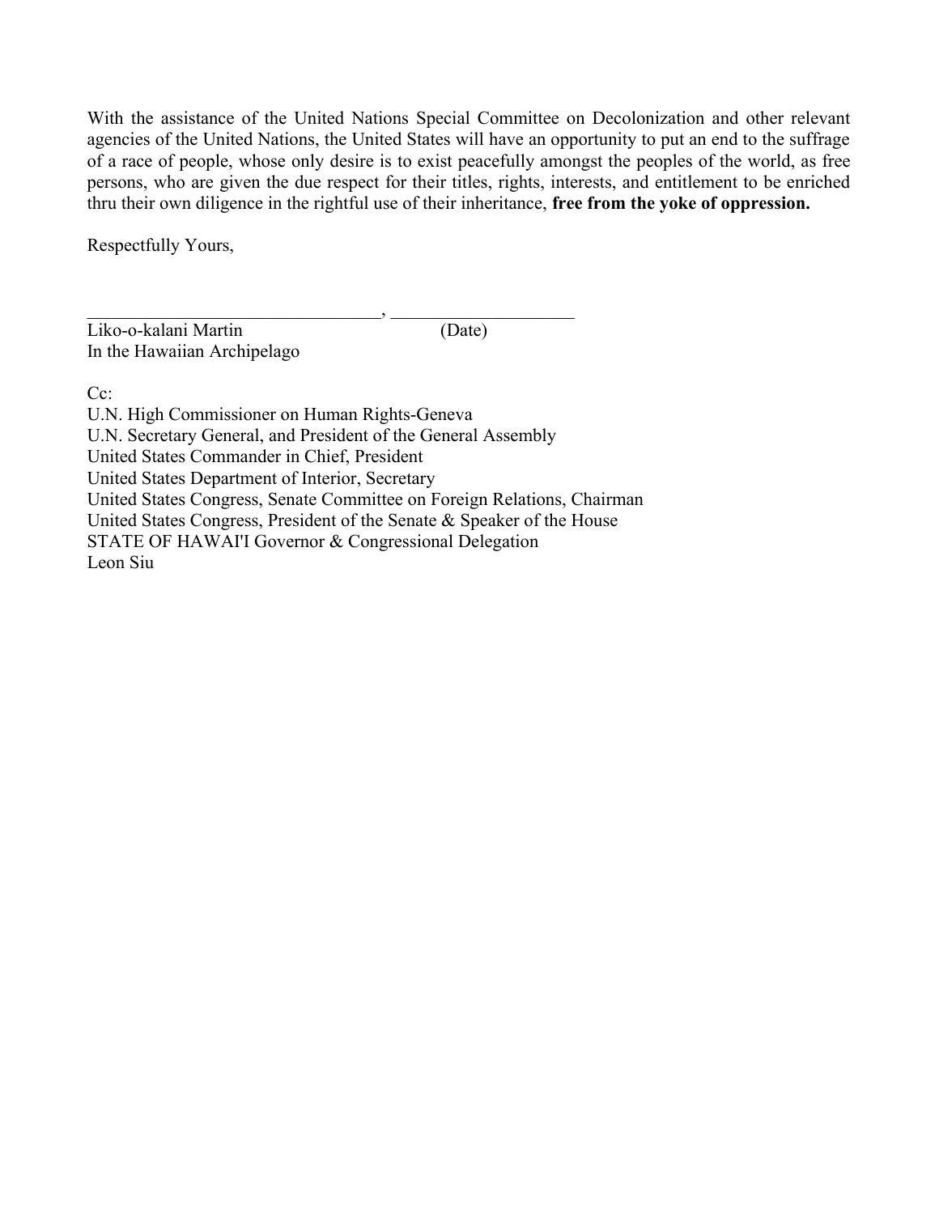With the assistance of the United Nations Special Committee on Decolonization and other relevant agencies of the United Nations, the United States will have an opportunity to put an end to the suffrage of a race of people, whose only desire is to exist peacefully amongst the peoples of the world, as free persons, who are given the due respect for their titles, rights, interests, and entitlement to be enriched thru their own diligence in the rightful use of their inheritance, **free from the yoke of oppression.**

Respectfully Yours,

_________________________________, ____________________
Liko-o-kalani Martin (Date)
In the Hawaiian Archipelago

Cc:
U.N. High Commissioner on Human Rights-Geneva
U.N. Secretary General, and President of the General Assembly
United States Commander in Chief, President
United States Department of Interior, Secretary
United States Congress, Senate Committee on Foreign Relations, Chairman
United States Congress, President of the Senate & Speaker of the House
STATE OF HAWAI'I Governor & Congressional Delegation
Leon Siu